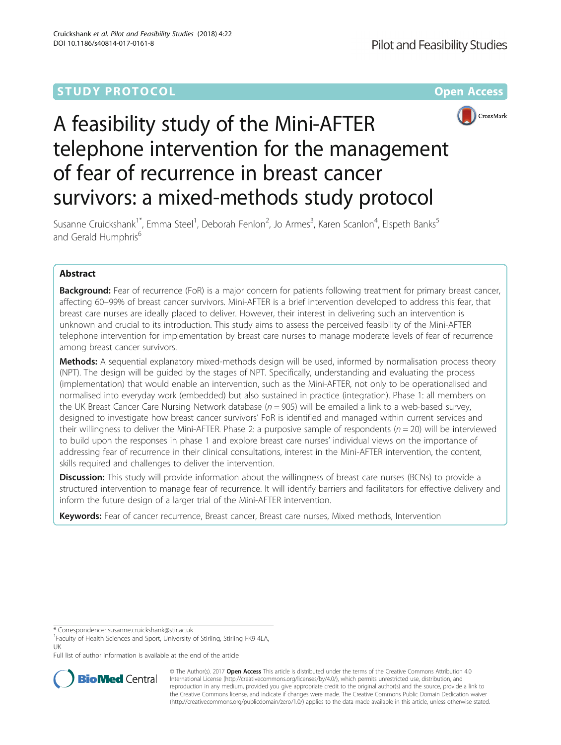STUDY PROTOCOL Open Access

# A feasibility study of the Mini-AFTER telephone intervention for the management of fear of recurrence in breast cancer survivors: a mixed-methods study protocol

Susanne Cruickshank[1*], Emma Steel[1], Deborah Fenlon[2], Jo Armes[3], Karen Scanlon[4], Elspeth Banks[5] and Gerald Humphris[6]

## Abstract

**Background:** Fear of recurrence (FoR) is a major concern for patients following treatment for primary breast cancer, affecting 60–99% of breast cancer survivors. Mini-AFTER is a brief intervention developed to address this fear, that breast care nurses are ideally placed to deliver. However, their interest in delivering such an intervention is unknown and crucial to its introduction. This study aims to assess the perceived feasibility of the Mini-AFTER telephone intervention for implementation by breast care nurses to manage moderate levels of fear of recurrence among breast cancer survivors.

**Methods:** A sequential explanatory mixed-methods design will be used, informed by normalisation process theory (NPT). The design will be guided by the stages of NPT. Specifically, understanding and evaluating the process (implementation) that would enable an intervention, such as the Mini-AFTER, not only to be operationalised and normalised into everyday work (embedded) but also sustained in practice (integration). Phase 1: all members on the UK Breast Cancer Care Nursing Network database ($n = 905$) will be emailed a link to a web-based survey, designed to investigate how breast cancer survivors' FoR is identified and managed within current services and their willingness to deliver the Mini-AFTER. Phase 2: a purposive sample of respondents ($n = 20$) will be interviewed to build upon the responses in phase 1 and explore breast care nurses' individual views on the importance of addressing fear of recurrence in their clinical consultations, interest in the Mini-AFTER intervention, the content, skills required and challenges to deliver the intervention.

**Discussion:** This study will provide information about the willingness of breast care nurses (BCNs) to provide a structured intervention to manage fear of recurrence. It will identify barriers and facilitators for effective delivery and inform the future design of a larger trial of the Mini-AFTER intervention.

**Keywords:** Fear of cancer recurrence, Breast cancer, Breast care nurses, Mixed methods, Intervention

---

\* Correspondence: susanne.cruickshank@stir.ac.uk

[1]Faculty of Health Sciences and Sport, University of Stirling, Stirling FK9 4LA, UK

Full list of author information is available at the end of the article

© The Author(s). 2017 **Open Access** This article is distributed under the terms of the Creative Commons Attribution 4.0 International License (http://creativecommons.org/licenses/by/4.0/), which permits unrestricted use, distribution, and reproduction in any medium, provided you give appropriate credit to the original author(s) and the source, provide a link to the Creative Commons license, and indicate if changes were made. The Creative Commons Public Domain Dedication waiver (http://creativecommons.org/publicdomain/zero/1.0/) applies to the data made available in this article, unless otherwise stated.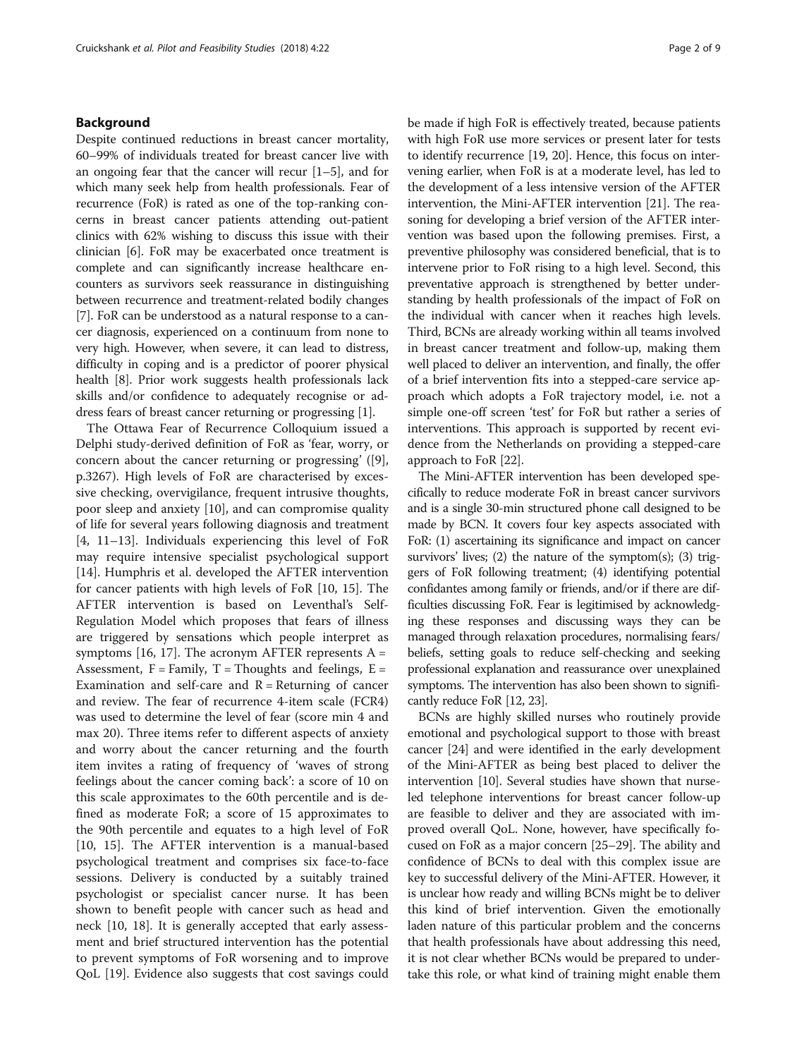## Background

Despite continued reductions in breast cancer mortality, 60–99% of individuals treated for breast cancer live with an ongoing fear that the cancer will recur [1–5], and for which many seek help from health professionals. Fear of recurrence (FoR) is rated as one of the top-ranking concerns in breast cancer patients attending out-patient clinics with 62% wishing to discuss this issue with their clinician [6]. FoR may be exacerbated once treatment is complete and can significantly increase healthcare encounters as survivors seek reassurance in distinguishing between recurrence and treatment-related bodily changes [7]. FoR can be understood as a natural response to a cancer diagnosis, experienced on a continuum from none to very high. However, when severe, it can lead to distress, difficulty in coping and is a predictor of poorer physical health [8]. Prior work suggests health professionals lack skills and/or confidence to adequately recognise or address fears of breast cancer returning or progressing [1].

The Ottawa Fear of Recurrence Colloquium issued a Delphi study-derived definition of FoR as 'fear, worry, or concern about the cancer returning or progressing' ([9], p.3267). High levels of FoR are characterised by excessive checking, overvigilance, frequent intrusive thoughts, poor sleep and anxiety [10], and can compromise quality of life for several years following diagnosis and treatment [4, 11–13]. Individuals experiencing this level of FoR may require intensive specialist psychological support [14]. Humphris et al. developed the AFTER intervention for cancer patients with high levels of FoR [10, 15]. The AFTER intervention is based on Leventhal's Self-Regulation Model which proposes that fears of illness are triggered by sensations which people interpret as symptoms [16, 17]. The acronym AFTER represents A = Assessment, F = Family, T = Thoughts and feelings, E = Examination and self-care and R = Returning of cancer and review. The fear of recurrence 4-item scale (FCR4) was used to determine the level of fear (score min 4 and max 20). Three items refer to different aspects of anxiety and worry about the cancer returning and the fourth item invites a rating of frequency of 'waves of strong feelings about the cancer coming back': a score of 10 on this scale approximates to the 60th percentile and is defined as moderate FoR; a score of 15 approximates to the 90th percentile and equates to a high level of FoR [10, 15]. The AFTER intervention is a manual-based psychological treatment and comprises six face-to-face sessions. Delivery is conducted by a suitably trained psychologist or specialist cancer nurse. It has been shown to benefit people with cancer such as head and neck [10, 18]. It is generally accepted that early assessment and brief structured intervention has the potential to prevent symptoms of FoR worsening and to improve QoL [19]. Evidence also suggests that cost savings could be made if high FoR is effectively treated, because patients with high FoR use more services or present later for tests to identify recurrence [19, 20]. Hence, this focus on intervening earlier, when FoR is at a moderate level, has led to the development of a less intensive version of the AFTER intervention, the Mini-AFTER intervention [21]. The reasoning for developing a brief version of the AFTER intervention was based upon the following premises. First, a preventive philosophy was considered beneficial, that is to intervene prior to FoR rising to a high level. Second, this preventative approach is strengthened by better understanding by health professionals of the impact of FoR on the individual with cancer when it reaches high levels. Third, BCNs are already working within all teams involved in breast cancer treatment and follow-up, making them well placed to deliver an intervention, and finally, the offer of a brief intervention fits into a stepped-care service approach which adopts a FoR trajectory model, i.e. not a simple one-off screen 'test' for FoR but rather a series of interventions. This approach is supported by recent evidence from the Netherlands on providing a stepped-care approach to FoR [22].

The Mini-AFTER intervention has been developed specifically to reduce moderate FoR in breast cancer survivors and is a single 30-min structured phone call designed to be made by BCN. It covers four key aspects associated with FoR: (1) ascertaining its significance and impact on cancer survivors' lives; (2) the nature of the symptom(s); (3) triggers of FoR following treatment; (4) identifying potential confidantes among family or friends, and/or if there are difficulties discussing FoR. Fear is legitimised by acknowledging these responses and discussing ways they can be managed through relaxation procedures, normalising fears/beliefs, setting goals to reduce self-checking and seeking professional explanation and reassurance over unexplained symptoms. The intervention has also been shown to significantly reduce FoR [12, 23].

BCNs are highly skilled nurses who routinely provide emotional and psychological support to those with breast cancer [24] and were identified in the early development of the Mini-AFTER as being best placed to deliver the intervention [10]. Several studies have shown that nurse-led telephone interventions for breast cancer follow-up are feasible to deliver and they are associated with improved overall QoL. None, however, have specifically focused on FoR as a major concern [25–29]. The ability and confidence of BCNs to deal with this complex issue are key to successful delivery of the Mini-AFTER. However, it is unclear how ready and willing BCNs might be to deliver this kind of brief intervention. Given the emotionally laden nature of this particular problem and the concerns that health professionals have about addressing this need, it is not clear whether BCNs would be prepared to undertake this role, or what kind of training might enable them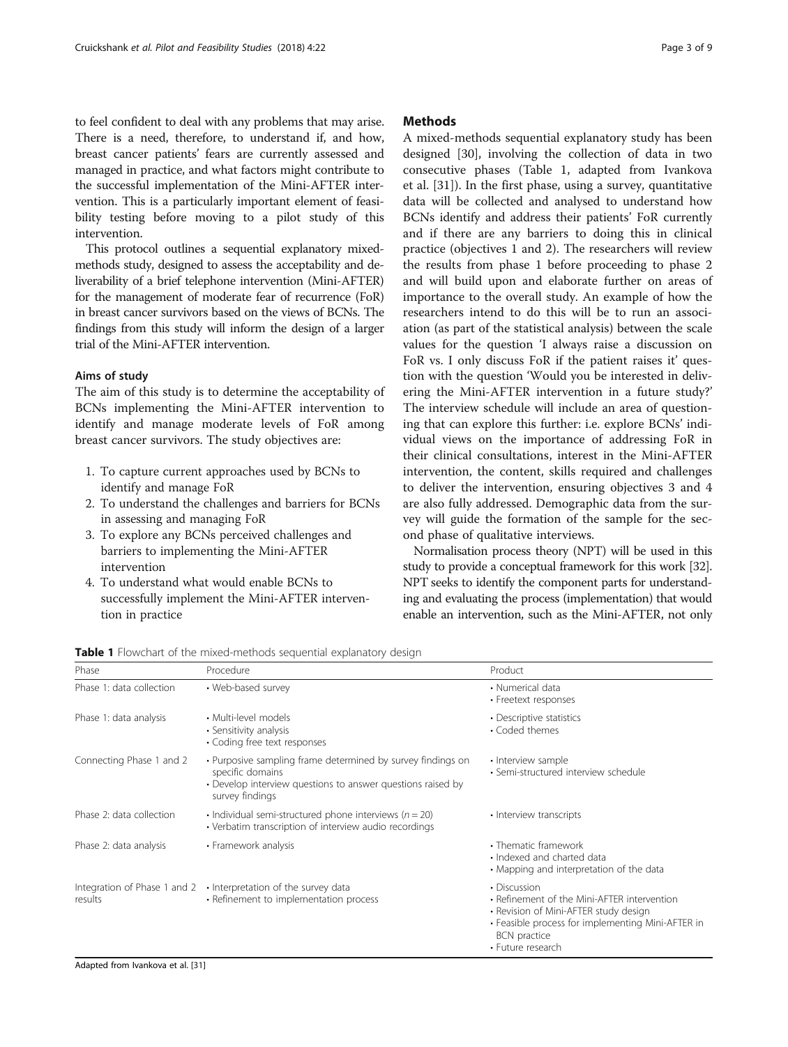to feel confident to deal with any problems that may arise. There is a need, therefore, to understand if, and how, breast cancer patients' fears are currently assessed and managed in practice, and what factors might contribute to the successful implementation of the Mini-AFTER intervention. This is a particularly important element of feasibility testing before moving to a pilot study of this intervention.

This protocol outlines a sequential explanatory mixed-methods study, designed to assess the acceptability and deliverability of a brief telephone intervention (Mini-AFTER) for the management of moderate fear of recurrence (FoR) in breast cancer survivors based on the views of BCNs. The findings from this study will inform the design of a larger trial of the Mini-AFTER intervention.

### Aims of study

The aim of this study is to determine the acceptability of BCNs implementing the Mini-AFTER intervention to identify and manage moderate levels of FoR among breast cancer survivors. The study objectives are:

1. To capture current approaches used by BCNs to identify and manage FoR
2. To understand the challenges and barriers for BCNs in assessing and managing FoR
3. To explore any BCNs perceived challenges and barriers to implementing the Mini-AFTER intervention
4. To understand what would enable BCNs to successfully implement the Mini-AFTER intervention in practice

## Methods

A mixed-methods sequential explanatory study has been designed [30], involving the collection of data in two consecutive phases (Table 1, adapted from Ivankova et al. [31]). In the first phase, using a survey, quantitative data will be collected and analysed to understand how BCNs identify and address their patients' FoR currently and if there are any barriers to doing this in clinical practice (objectives 1 and 2). The researchers will review the results from phase 1 before proceeding to phase 2 and will build upon and elaborate further on areas of importance to the overall study. An example of how the researchers intend to do this will be to run an association (as part of the statistical analysis) between the scale values for the question 'I always raise a discussion on FoR vs. I only discuss FoR if the patient raises it' question with the question 'Would you be interested in delivering the Mini-AFTER intervention in a future study?' The interview schedule will include an area of questioning that can explore this further: i.e. explore BCNs' individual views on the importance of addressing FoR in their clinical consultations, interest in the Mini-AFTER intervention, the content, skills required and challenges to deliver the intervention, ensuring objectives 3 and 4 are also fully addressed. Demographic data from the survey will guide the formation of the sample for the second phase of qualitative interviews.

Normalisation process theory (NPT) will be used in this study to provide a conceptual framework for this work [32]. NPT seeks to identify the component parts for understanding and evaluating the process (implementation) that would enable an intervention, such as the Mini-AFTER, not only

**Table 1** Flowchart of the mixed-methods sequential explanatory design

| Phase | Procedure | Product |
| --- | --- | --- |
| Phase 1: data collection | • Web-based survey | • Numerical data<br>• Freetext responses |
| Phase 1: data analysis | • Multi-level models<br>• Sensitivity analysis<br>• Coding free text responses | • Descriptive statistics<br>• Coded themes |
| Connecting Phase 1 and 2 | • Purposive sampling frame determined by survey findings on specific domains<br>• Develop interview questions to answer questions raised by survey findings | • Interview sample<br>• Semi-structured interview schedule |
| Phase 2: data collection | • Individual semi-structured phone interviews ($n = 20$)<br>• Verbatim transcription of interview audio recordings | • Interview transcripts |
| Phase 2: data analysis | • Framework analysis | • Thematic framework<br>• Indexed and charted data<br>• Mapping and interpretation of the data |
| Integration of Phase 1 and 2 results | • Interpretation of the survey data<br>• Refinement to implementation process | • Discussion<br>• Refinement of the Mini-AFTER intervention<br>• Revision of Mini-AFTER study design<br>• Feasible process for implementing Mini-AFTER in BCN practice<br>• Future research |

Adapted from Ivankova et al. [31]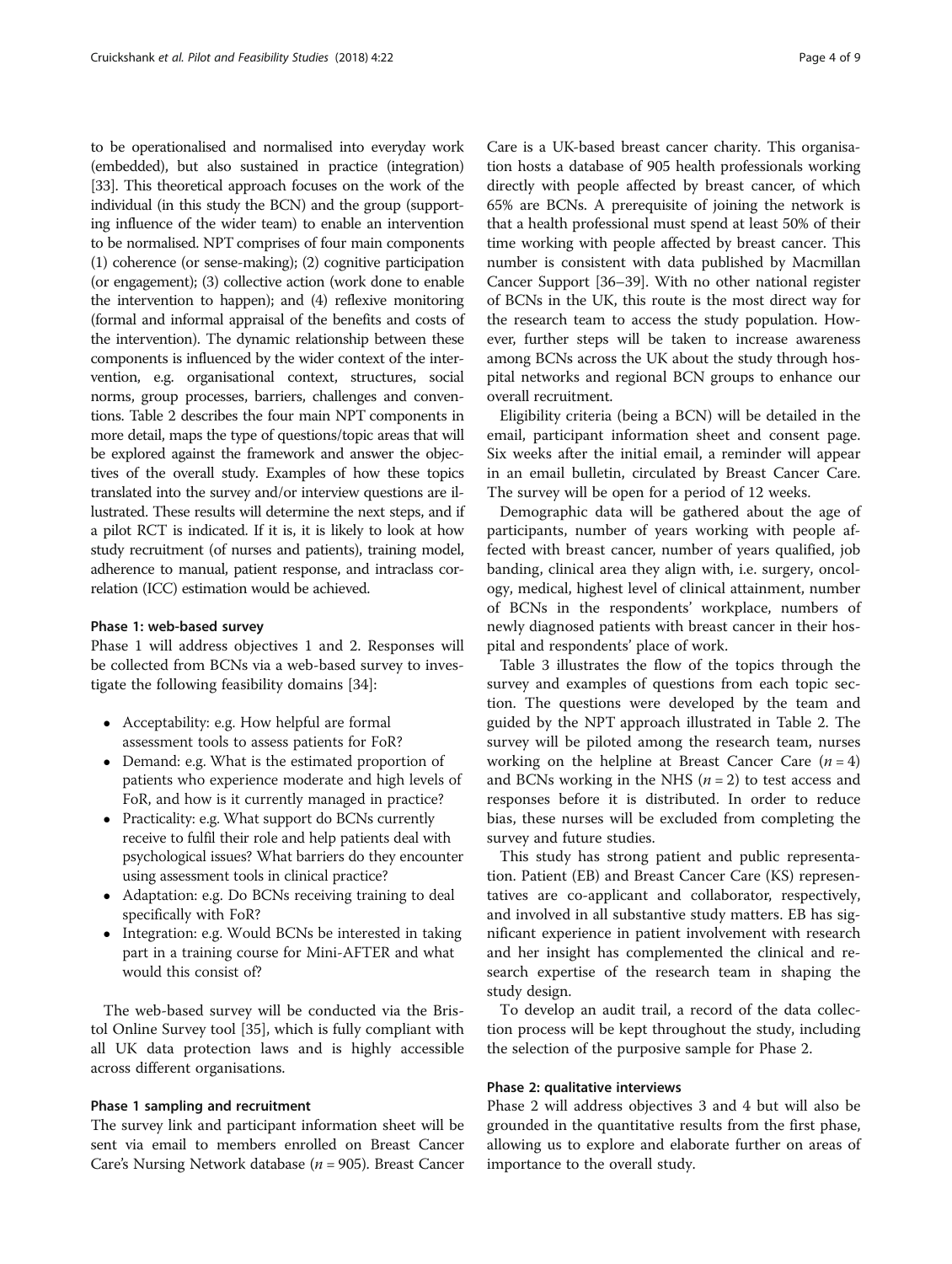to be operationalised and normalised into everyday work (embedded), but also sustained in practice (integration) [33]. This theoretical approach focuses on the work of the individual (in this study the BCN) and the group (supporting influence of the wider team) to enable an intervention to be normalised. NPT comprises of four main components (1) coherence (or sense-making); (2) cognitive participation (or engagement); (3) collective action (work done to enable the intervention to happen); and (4) reflexive monitoring (formal and informal appraisal of the benefits and costs of the intervention). The dynamic relationship between these components is influenced by the wider context of the intervention, e.g. organisational context, structures, social norms, group processes, barriers, challenges and conventions. Table 2 describes the four main NPT components in more detail, maps the type of questions/topic areas that will be explored against the framework and answer the objectives of the overall study. Examples of how these topics translated into the survey and/or interview questions are illustrated. These results will determine the next steps, and if a pilot RCT is indicated. If it is, it is likely to look at how study recruitment (of nurses and patients), training model, adherence to manual, patient response, and intraclass correlation (ICC) estimation would be achieved.

### Phase 1: web-based survey

Phase 1 will address objectives 1 and 2. Responses will be collected from BCNs via a web-based survey to investigate the following feasibility domains [34]:

- Acceptability: e.g. How helpful are formal assessment tools to assess patients for FoR?
- Demand: e.g. What is the estimated proportion of patients who experience moderate and high levels of FoR, and how is it currently managed in practice?
- Practicality: e.g. What support do BCNs currently receive to fulfil their role and help patients deal with psychological issues? What barriers do they encounter using assessment tools in clinical practice?
- Adaptation: e.g. Do BCNs receiving training to deal specifically with FoR?
- Integration: e.g. Would BCNs be interested in taking part in a training course for Mini-AFTER and what would this consist of?

The web-based survey will be conducted via the Bristol Online Survey tool [35], which is fully compliant with all UK data protection laws and is highly accessible across different organisations.

### Phase 1 sampling and recruitment

The survey link and participant information sheet will be sent via email to members enrolled on Breast Cancer Care's Nursing Network database ($n = 905$). Breast Cancer Care is a UK-based breast cancer charity. This organisation hosts a database of 905 health professionals working directly with people affected by breast cancer, of which 65% are BCNs. A prerequisite of joining the network is that a health professional must spend at least 50% of their time working with people affected by breast cancer. This number is consistent with data published by Macmillan Cancer Support [36–39]. With no other national register of BCNs in the UK, this route is the most direct way for the research team to access the study population. However, further steps will be taken to increase awareness among BCNs across the UK about the study through hospital networks and regional BCN groups to enhance our overall recruitment.

Eligibility criteria (being a BCN) will be detailed in the email, participant information sheet and consent page. Six weeks after the initial email, a reminder will appear in an email bulletin, circulated by Breast Cancer Care. The survey will be open for a period of 12 weeks.

Demographic data will be gathered about the age of participants, number of years working with people affected with breast cancer, number of years qualified, job banding, clinical area they align with, i.e. surgery, oncology, medical, highest level of clinical attainment, number of BCNs in the respondents' workplace, numbers of newly diagnosed patients with breast cancer in their hospital and respondents' place of work.

Table 3 illustrates the flow of the topics through the survey and examples of questions from each topic section. The questions were developed by the team and guided by the NPT approach illustrated in Table 2. The survey will be piloted among the research team, nurses working on the helpline at Breast Cancer Care ($n = 4$) and BCNs working in the NHS ($n = 2$) to test access and responses before it is distributed. In order to reduce bias, these nurses will be excluded from completing the survey and future studies.

This study has strong patient and public representation. Patient (EB) and Breast Cancer Care (KS) representatives are co-applicant and collaborator, respectively, and involved in all substantive study matters. EB has significant experience in patient involvement with research and her insight has complemented the clinical and research expertise of the research team in shaping the study design.

To develop an audit trail, a record of the data collection process will be kept throughout the study, including the selection of the purposive sample for Phase 2.

### Phase 2: qualitative interviews

Phase 2 will address objectives 3 and 4 but will also be grounded in the quantitative results from the first phase, allowing us to explore and elaborate further on areas of importance to the overall study.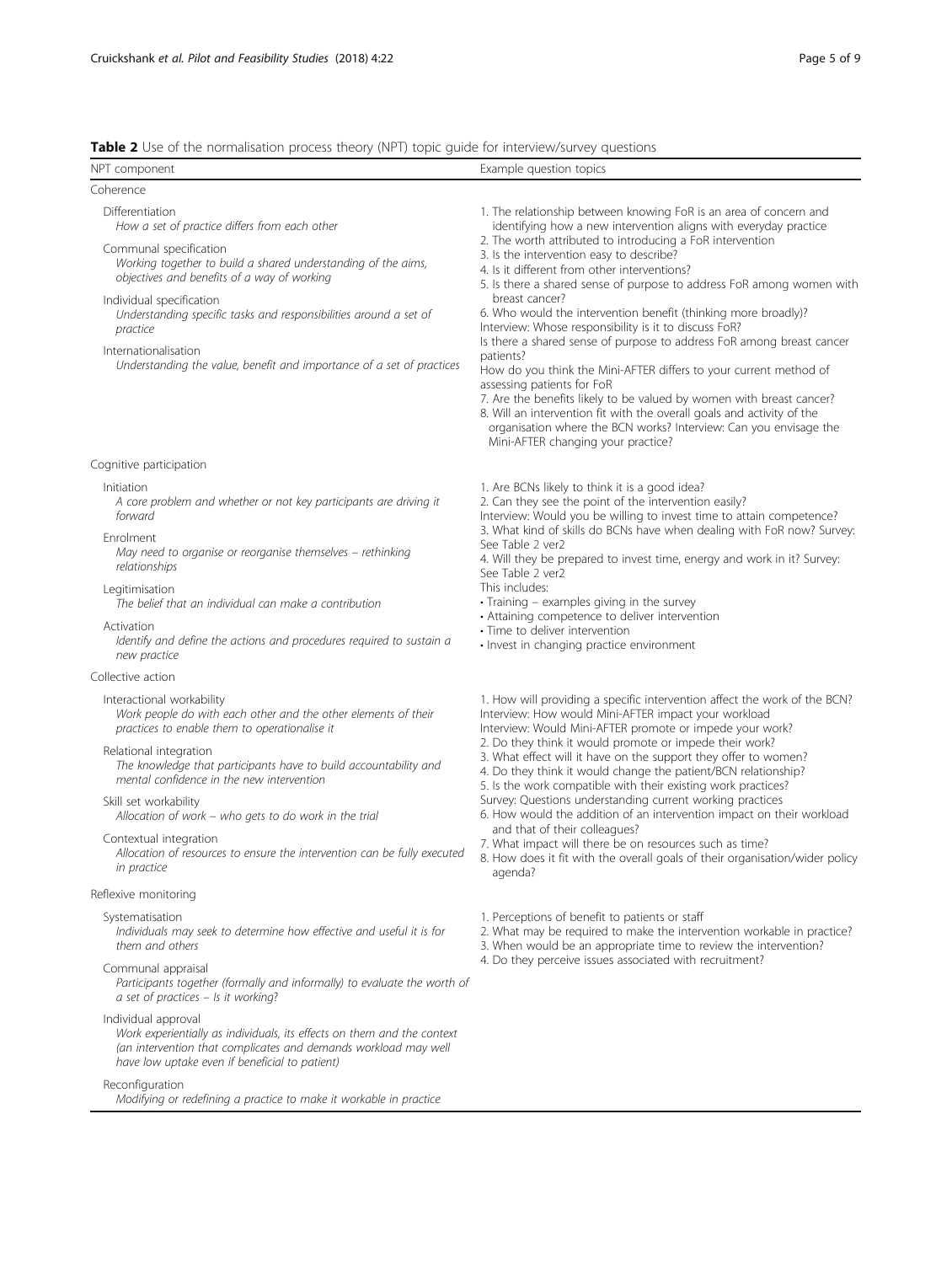**Table 2** Use of the normalisation process theory (NPT) topic guide for interview/survey questions

| NPT component | Example question topics |
|---|---|
| Coherence | |
| Differentiation<br>*How a set of practice differs from each other*<br><br>Communal specification<br>*Working together to build a shared understanding of the aims, objectives and benefits of a way of working*<br><br>Individual specification<br>*Understanding specific tasks and responsibilities around a set of practice*<br><br>Internationalisation<br>*Understanding the value, benefit and importance of a set of practices* | 1. The relationship between knowing FoR is an area of concern and identifying how a new intervention aligns with everyday practice<br>2. The worth attributed to introducing a FoR intervention<br>3. Is the intervention easy to describe?<br>4. Is it different from other interventions?<br>5. Is there a shared sense of purpose to address FoR among women with breast cancer?<br>6. Who would the intervention benefit (thinking more broadly)?<br>Interview: Whose responsibility is it to discuss FoR?<br>Is there a shared sense of purpose to address FoR among breast cancer patients?<br>How do you think the Mini-AFTER differs to your current method of assessing patients for FoR<br>7. Are the benefits likely to be valued by women with breast cancer?<br>8. Will an intervention fit with the overall goals and activity of the organisation where the BCN works? Interview: Can you envisage the Mini-AFTER changing your practice? |
| Cognitive participation | |
| Initiation<br>*A core problem and whether or not key participants are driving it forward*<br><br>Enrolment<br>*May need to organise or reorganise themselves – rethinking relationships*<br><br>Legitimisation<br>*The belief that an individual can make a contribution*<br><br>Activation<br>*Identify and define the actions and procedures required to sustain a new practice* | 1. Are BCNs likely to think it is a good idea?<br>2. Can they see the point of the intervention easily?<br>Interview: Would you be willing to invest time to attain competence?<br>3. What kind of skills do BCNs have when dealing with FoR now? Survey: See Table 2 ver2<br>4. Will they be prepared to invest time, energy and work in it? Survey: See Table 2 ver2<br>This includes:<br>• Training – examples giving in the survey<br>• Attaining competence to deliver intervention<br>• Time to deliver intervention<br>• Invest in changing practice environment |
| Collective action | |
| Interactional workability<br>*Work people do with each other and the other elements of their practices to enable them to operationalise it*<br><br>Relational integration<br>*The knowledge that participants have to build accountability and mental confidence in the new intervention*<br><br>Skill set workability<br>*Allocation of work – who gets to do work in the trial*<br><br>Contextual integration<br>*Allocation of resources to ensure the intervention can be fully executed in practice* | 1. How will providing a specific intervention affect the work of the BCN?<br>Interview: How would Mini-AFTER impact your workload<br>Interview: Would Mini-AFTER promote or impede your work?<br>2. Do they think it would promote or impede their work?<br>3. What effect will it have on the support they offer to women?<br>4. Do they think it would change the patient/BCN relationship?<br>5. Is the work compatible with their existing work practices?<br>Survey: Questions understanding current working practices<br>6. How would the addition of an intervention impact on their workload and that of their colleagues?<br>7. What impact will there be on resources such as time?<br>8. How does it fit with the overall goals of their organisation/wider policy agenda? |
| Reflexive monitoring | |
| Systematisation<br>*Individuals may seek to determine how effective and useful it is for them and others*<br><br>Communal appraisal<br>*Participants together (formally and informally) to evaluate the worth of a set of practices – Is it working?*<br><br>Individual approval<br>*Work experientially as individuals, its effects on them and the context (an intervention that complicates and demands workload may well have low uptake even if beneficial to patient)*<br><br>Reconfiguration<br>*Modifying or redefining a practice to make it workable in practice* | 1. Perceptions of benefit to patients or staff<br>2. What may be required to make the intervention workable in practice?<br>3. When would be an appropriate time to review the intervention?<br>4. Do they perceive issues associated with recruitment? |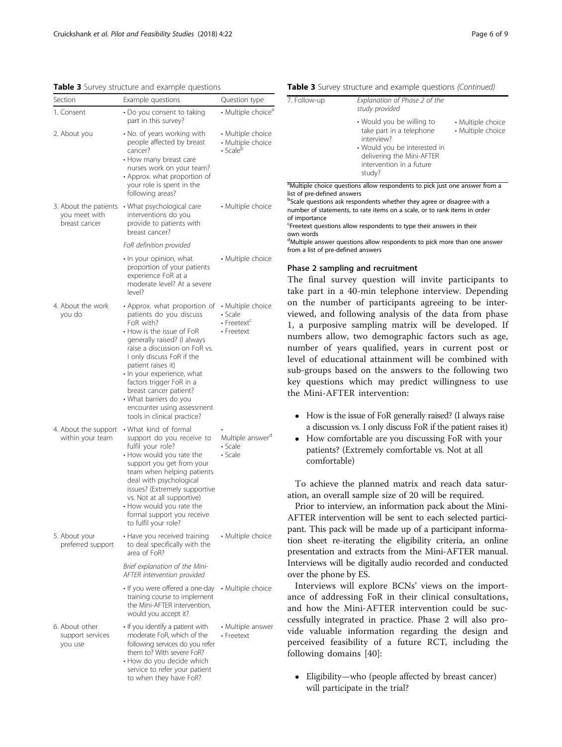**Table 3** Survey structure and example questions

| Section | Example questions | Question type |
|---|---|---|
| 1. Consent | • Do you consent to taking part in this survey? | • Multiple choice[a] |
| 2. About you | • No. of years working with people affected by breast cancer?<br>• How many breast care nurses work on your team?<br>• Approx. what proportion of your role is spent in the following areas? | • Multiple choice<br>• Multiple choice<br>• Scale[b] |
| 3. About the patients you meet with breast cancer | • What psychological care interventions do you provide to patients with breast cancer? | • Multiple choice |
| | *FoR definition provided* | |
| | • In your opinion, what proportion of your patients experience FoR at a moderate level? At a severe level? | • Multiple choice |
| 4. About the work you do | • Approx. what proportion of patients do you discuss FoR with?<br>• How is the issue of FoR generally raised? (I always raise a discussion on FoR vs. I only discuss FoR if the patient raises it)<br>• In your experience, what factors trigger FoR in a breast cancer patient?<br>• What barriers do you encounter using assessment tools in clinical practice? | • Multiple choice<br>• Scale<br>• Freetext[c]<br>• Freetext |
| 4. About the support within your team | • What kind of formal support do you receive to fulfil your role?<br>• How would you rate the support you get from your team when helping patients deal with psychological issues? (Extremely supportive vs. Not at all supportive)<br>• How would you rate the formal support you receive to fulfil your role? | • Multiple answer[d]<br>• Scale<br>• Scale |
| 5. About your preferred support | • Have you received training to deal specifically with the area of FoR? | • Multiple choice |
| | *Brief explanation of the Mini-AFTER intervention provided* | |
| | • If you were offered a one-day training course to implement the Mini-AFTER intervention, would you accept it? | • Multiple choice |
| 6. About other support services you use | • If you identify a patient with moderate FoR, which of the following services do you refer them to? With severe FoR?<br>• How do you decide which service to refer your patient to when they have FoR? | • Multiple answer<br>• Freetext |
| 7. Follow-up | *Explanation of Phase 2 of the study provided* | |
| | • Would you be willing to take part in a telephone interview?<br>• Would you be interested in delivering the Mini-AFTER intervention in a future study? | • Multiple choice<br>• Multiple choice |

[a]Multiple choice questions allow respondents to pick just one answer from a list of pre-defined answers
[b]Scale questions ask respondents whether they agree or disagree with a number of statements, to rate items on a scale, or to rank items in order of importance
[c]Freetext questions allow respondents to type their answers in their own words
[d]Multiple answer questions allow respondents to pick more than one answer from a list of pre-defined answers

### Phase 2 sampling and recruitment

The final survey question will invite participants to take part in a 40-min telephone interview. Depending on the number of participants agreeing to be interviewed, and following analysis of the data from phase 1, a purposive sampling matrix will be developed. If numbers allow, two demographic factors such as age, number of years qualified, years in current post or level of educational attainment will be combined with sub-groups based on the answers to the following two key questions which may predict willingness to use the Mini-AFTER intervention:

- How is the issue of FoR generally raised? (I always raise a discussion vs. I only discuss FoR if the patient raises it)
- How comfortable are you discussing FoR with your patients? (Extremely comfortable vs. Not at all comfortable)

To achieve the planned matrix and reach data saturation, an overall sample size of 20 will be required.

Prior to interview, an information pack about the Mini-AFTER intervention will be sent to each selected participant. This pack will be made up of a participant information sheet re-iterating the eligibility criteria, an online presentation and extracts from the Mini-AFTER manual. Interviews will be digitally audio recorded and conducted over the phone by ES.

Interviews will explore BCNs' views on the importance of addressing FoR in their clinical consultations, and how the Mini-AFTER intervention could be successfully integrated in practice. Phase 2 will also provide valuable information regarding the design and perceived feasibility of a future RCT, including the following domains [40]:

- Eligibility—who (people affected by breast cancer) will participate in the trial?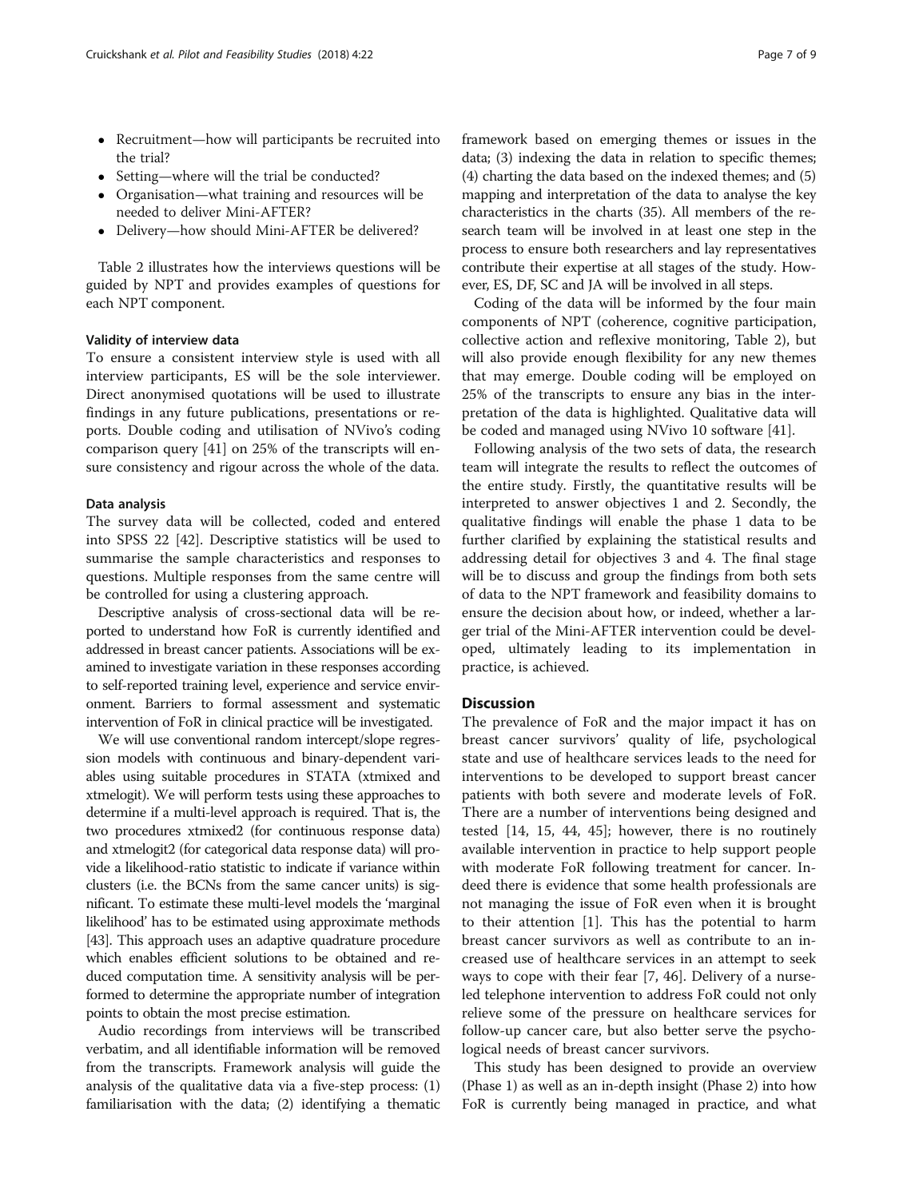- Recruitment—how will participants be recruited into the trial?
- Setting—where will the trial be conducted?
- Organisation—what training and resources will be needed to deliver Mini-AFTER?
- Delivery—how should Mini-AFTER be delivered?

Table 2 illustrates how the interviews questions will be guided by NPT and provides examples of questions for each NPT component.

#### Validity of interview data

To ensure a consistent interview style is used with all interview participants, ES will be the sole interviewer. Direct anonymised quotations will be used to illustrate findings in any future publications, presentations or reports. Double coding and utilisation of NVivo's coding comparison query [41] on 25% of the transcripts will ensure consistency and rigour across the whole of the data.

#### Data analysis

The survey data will be collected, coded and entered into SPSS 22 [42]. Descriptive statistics will be used to summarise the sample characteristics and responses to questions. Multiple responses from the same centre will be controlled for using a clustering approach.

Descriptive analysis of cross-sectional data will be reported to understand how FoR is currently identified and addressed in breast cancer patients. Associations will be examined to investigate variation in these responses according to self-reported training level, experience and service environment. Barriers to formal assessment and systematic intervention of FoR in clinical practice will be investigated.

We will use conventional random intercept/slope regression models with continuous and binary-dependent variables using suitable procedures in STATA (xtmixed and xtmelogit). We will perform tests using these approaches to determine if a multi-level approach is required. That is, the two procedures xtmixed2 (for continuous response data) and xtmelogit2 (for categorical data response data) will provide a likelihood-ratio statistic to indicate if variance within clusters (i.e. the BCNs from the same cancer units) is significant. To estimate these multi-level models the 'marginal likelihood' has to be estimated using approximate methods [43]. This approach uses an adaptive quadrature procedure which enables efficient solutions to be obtained and reduced computation time. A sensitivity analysis will be performed to determine the appropriate number of integration points to obtain the most precise estimation.

Audio recordings from interviews will be transcribed verbatim, and all identifiable information will be removed from the transcripts. Framework analysis will guide the analysis of the qualitative data via a five-step process: (1) familiarisation with the data; (2) identifying a thematic framework based on emerging themes or issues in the data; (3) indexing the data in relation to specific themes; (4) charting the data based on the indexed themes; and (5) mapping and interpretation of the data to analyse the key characteristics in the charts (35). All members of the research team will be involved in at least one step in the process to ensure both researchers and lay representatives contribute their expertise at all stages of the study. However, ES, DF, SC and JA will be involved in all steps.

Coding of the data will be informed by the four main components of NPT (coherence, cognitive participation, collective action and reflexive monitoring, Table 2), but will also provide enough flexibility for any new themes that may emerge. Double coding will be employed on 25% of the transcripts to ensure any bias in the interpretation of the data is highlighted. Qualitative data will be coded and managed using NVivo 10 software [41].

Following analysis of the two sets of data, the research team will integrate the results to reflect the outcomes of the entire study. Firstly, the quantitative results will be interpreted to answer objectives 1 and 2. Secondly, the qualitative findings will enable the phase 1 data to be further clarified by explaining the statistical results and addressing detail for objectives 3 and 4. The final stage will be to discuss and group the findings from both sets of data to the NPT framework and feasibility domains to ensure the decision about how, or indeed, whether a larger trial of the Mini-AFTER intervention could be developed, ultimately leading to its implementation in practice, is achieved.

## Discussion

The prevalence of FoR and the major impact it has on breast cancer survivors' quality of life, psychological state and use of healthcare services leads to the need for interventions to be developed to support breast cancer patients with both severe and moderate levels of FoR. There are a number of interventions being designed and tested [14, 15, 44, 45]; however, there is no routinely available intervention in practice to help support people with moderate FoR following treatment for cancer. Indeed there is evidence that some health professionals are not managing the issue of FoR even when it is brought to their attention [1]. This has the potential to harm breast cancer survivors as well as contribute to an increased use of healthcare services in an attempt to seek ways to cope with their fear [7, 46]. Delivery of a nurse-led telephone intervention to address FoR could not only relieve some of the pressure on healthcare services for follow-up cancer care, but also better serve the psychological needs of breast cancer survivors.

This study has been designed to provide an overview (Phase 1) as well as an in-depth insight (Phase 2) into how FoR is currently being managed in practice, and what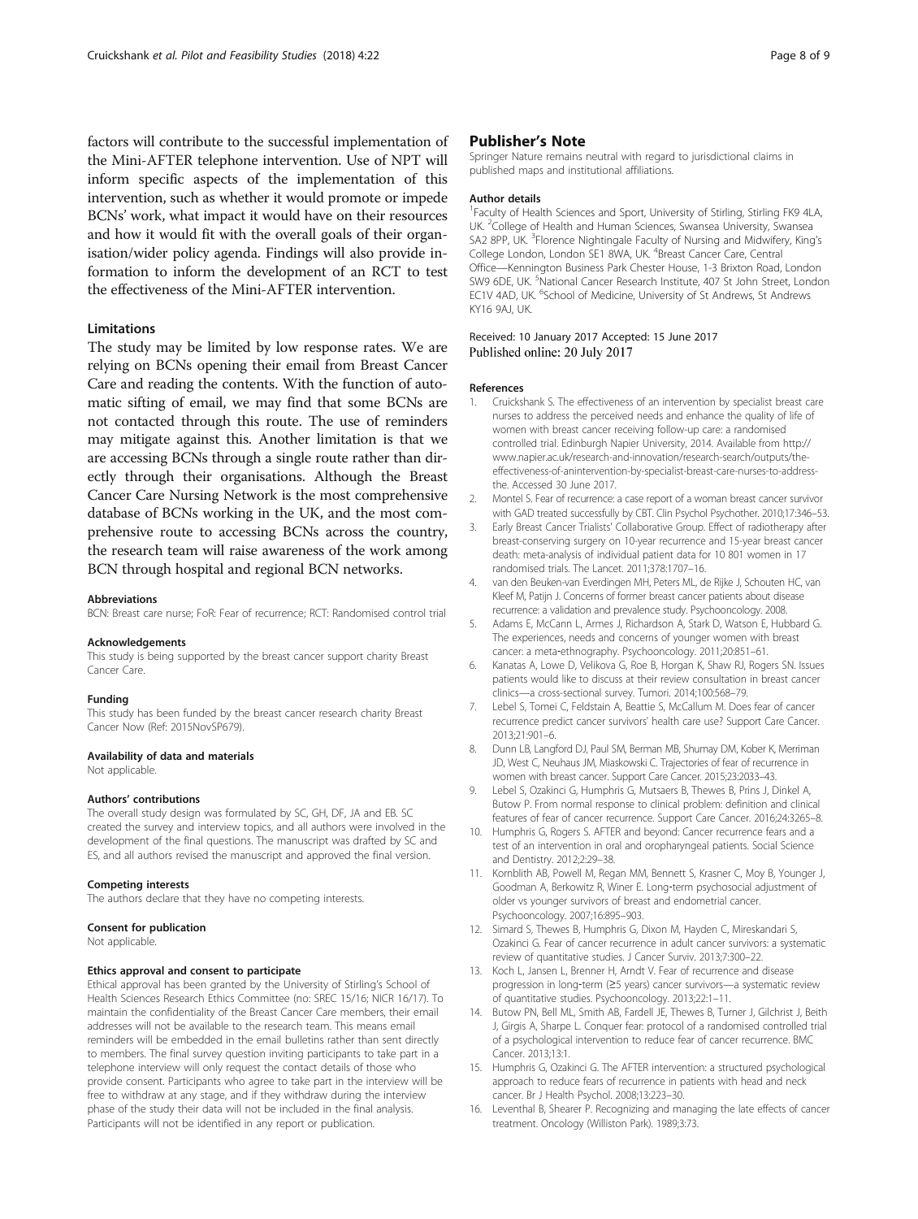factors will contribute to the successful implementation of the Mini-AFTER telephone intervention. Use of NPT will inform specific aspects of the implementation of this intervention, such as whether it would promote or impede BCNs' work, what impact it would have on their resources and how it would fit with the overall goals of their organisation/wider policy agenda. Findings will also provide information to inform the development of an RCT to test the effectiveness of the Mini-AFTER intervention.

### Limitations

The study may be limited by low response rates. We are relying on BCNs opening their email from Breast Cancer Care and reading the contents. With the function of automatic sifting of email, we may find that some BCNs are not contacted through this route. The use of reminders may mitigate against this. Another limitation is that we are accessing BCNs through a single route rather than directly through their organisations. Although the Breast Cancer Care Nursing Network is the most comprehensive database of BCNs working in the UK, and the most comprehensive route to accessing BCNs across the country, the research team will raise awareness of the work among BCN through hospital and regional BCN networks.

#### Abbreviations

BCN: Breast care nurse; FoR: Fear of recurrence; RCT: Randomised control trial

#### Acknowledgements

This study is being supported by the breast cancer support charity Breast Cancer Care.

#### Funding

This study has been funded by the breast cancer research charity Breast Cancer Now (Ref: 2015NovSP679).

#### Availability of data and materials

Not applicable.

#### Authors' contributions

The overall study design was formulated by SC, GH, DF, JA and EB. SC created the survey and interview topics, and all authors were involved in the development of the final questions. The manuscript was drafted by SC and ES, and all authors revised the manuscript and approved the final version.

#### Competing interests

The authors declare that they have no competing interests.

#### Consent for publication

Not applicable.

#### Ethics approval and consent to participate

Ethical approval has been granted by the University of Stirling's School of Health Sciences Research Ethics Committee (no: SREC 15/16; NICR 16/17). To maintain the confidentiality of the Breast Cancer Care members, their email addresses will not be available to the research team. This means email reminders will be embedded in the email bulletins rather than sent directly to members. The final survey question inviting participants to take part in a telephone interview will only request the contact details of those who provide consent. Participants who agree to take part in the interview will be free to withdraw at any stage, and if they withdraw during the interview phase of the study their data will not be included in the final analysis. Participants will not be identified in any report or publication.

## Publisher's Note

Springer Nature remains neutral with regard to jurisdictional claims in published maps and institutional affiliations.

#### Author details

[1]Faculty of Health Sciences and Sport, University of Stirling, Stirling FK9 4LA, UK. [2]College of Health and Human Sciences, Swansea University, Swansea SA2 8PP, UK. [3]Florence Nightingale Faculty of Nursing and Midwifery, King's College London, London SE1 8WA, UK. [4]Breast Cancer Care, Central Office—Kennington Business Park Chester House, 1-3 Brixton Road, London SW9 6DE, UK. [5]National Cancer Research Institute, 407 St John Street, London EC1V 4AD, UK. [6]School of Medicine, University of St Andrews, St Andrews KY16 9AJ, UK.

Received: 10 January 2017 Accepted: 15 June 2017
Published online: 20 July 2017

#### References

1. Cruickshank S. The effectiveness of an intervention by specialist breast care nurses to address the perceived needs and enhance the quality of life of women with breast cancer receiving follow-up care: a randomised controlled trial. Edinburgh Napier University, 2014. Available from http://www.napier.ac.uk/research-and-innovation/research-search/outputs/the-effectiveness-of-anintervention-by-specialist-breast-care-nurses-to-address-the. Accessed 30 June 2017.
2. Montel S. Fear of recurrence: a case report of a woman breast cancer survivor with GAD treated successfully by CBT. Clin Psychol Psychother. 2010;17:346–53.
3. Early Breast Cancer Trialists' Collaborative Group. Effect of radiotherapy after breast-conserving surgery on 10-year recurrence and 15-year breast cancer death: meta-analysis of individual patient data for 10 801 women in 17 randomised trials. The Lancet. 2011;378:1707–16.
4. van den Beuken-van Everdingen MH, Peters ML, de Rijke J, Schouten HC, van Kleef M, Patijn J. Concerns of former breast cancer patients about disease recurrence: a validation and prevalence study. Psychooncology. 2008.
5. Adams E, McCann L, Armes J, Richardson A, Stark D, Watson E, Hubbard G. The experiences, needs and concerns of younger women with breast cancer: a meta-ethnography. Psychooncology. 2011;20:851–61.
6. Kanatas A, Lowe D, Velikova G, Roe B, Horgan K, Shaw RJ, Rogers SN. Issues patients would like to discuss at their review consultation in breast cancer clinics—a cross-sectional survey. Tumori. 2014;100:568–79.
7. Lebel S, Tomei C, Feldstain A, Beattie S, McCallum M. Does fear of cancer recurrence predict cancer survivors' health care use? Support Care Cancer. 2013;21:901–6.
8. Dunn LB, Langford DJ, Paul SM, Berman MB, Shumay DM, Kober K, Merriman JD, West C, Neuhaus JM, Miaskowski C. Trajectories of fear of recurrence in women with breast cancer. Support Care Cancer. 2015;23:2033–43.
9. Lebel S, Ozakinci G, Humphris G, Mutsaers B, Thewes B, Prins J, Dinkel A, Butow P. From normal response to clinical problem: definition and clinical features of fear of cancer recurrence. Support Care Cancer. 2016;24:3265–8.
10. Humphris G, Rogers S. AFTER and beyond: Cancer recurrence fears and a test of an intervention in oral and oropharyngeal patients. Social Science and Dentistry. 2012;2:29–38.
11. Kornblith AB, Powell M, Regan MM, Bennett S, Krasner C, Moy B, Younger J, Goodman A, Berkowitz R, Winer E. Long-term psychosocial adjustment of older vs younger survivors of breast and endometrial cancer. Psychooncology. 2007;16:895–903.
12. Simard S, Thewes B, Humphris G, Dixon M, Hayden C, Mireskandari S, Ozakinci G. Fear of cancer recurrence in adult cancer survivors: a systematic review of quantitative studies. J Cancer Surviv. 2013;7:300–22.
13. Koch L, Jansen L, Brenner H, Arndt V. Fear of recurrence and disease progression in long-term (≥5 years) cancer survivors—a systematic review of quantitative studies. Psychooncology. 2013;22:1–11.
14. Butow PN, Bell ML, Smith AB, Fardell JE, Thewes B, Turner J, Gilchrist J, Beith J, Girgis A, Sharpe L. Conquer fear: protocol of a randomised controlled trial of a psychological intervention to reduce fear of cancer recurrence. BMC Cancer. 2013;13:1.
15. Humphris G, Ozakinci G. The AFTER intervention: a structured psychological approach to reduce fears of recurrence in patients with head and neck cancer. Br J Health Psychol. 2008;13:223–30.
16. Leventhal B, Shearer P. Recognizing and managing the late effects of cancer treatment. Oncology (Williston Park). 1989;3:73.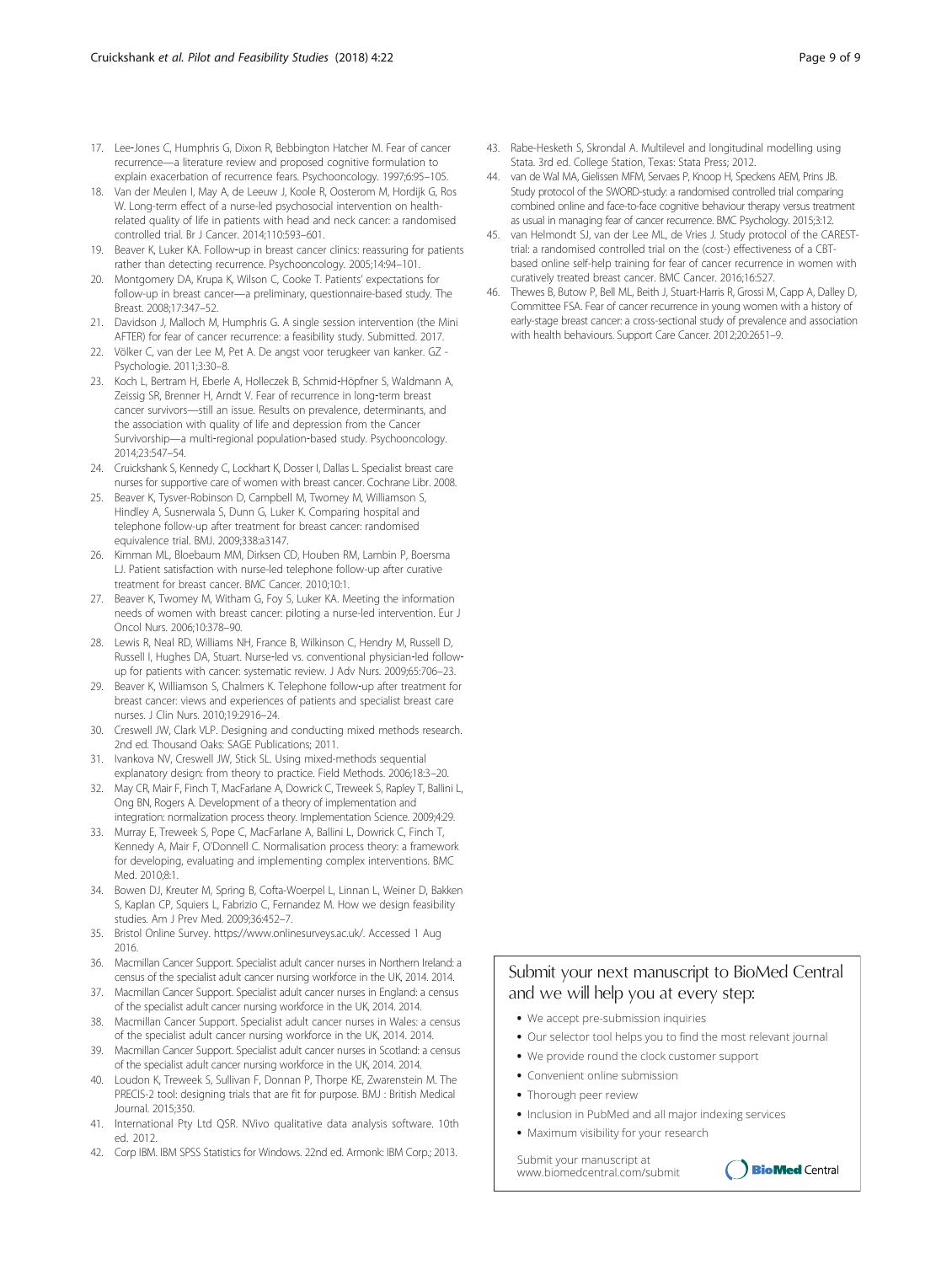17. Lee-Jones C, Humphris G, Dixon R, Bebbington Hatcher M. Fear of cancer recurrence—a literature review and proposed cognitive formulation to explain exacerbation of recurrence fears. Psychooncology. 1997;6:95–105.
18. Van der Meulen I, May A, de Leeuw J, Koole R, Oosterom M, Hordijk G, Ros W. Long-term effect of a nurse-led psychosocial intervention on health-related quality of life in patients with head and neck cancer: a randomised controlled trial. Br J Cancer. 2014;110:593–601.
19. Beaver K, Luker KA. Follow-up in breast cancer clinics: reassuring for patients rather than detecting recurrence. Psychooncology. 2005;14:94–101.
20. Montgomery DA, Krupa K, Wilson C, Cooke T. Patients' expectations for follow-up in breast cancer—a preliminary, questionnaire-based study. The Breast. 2008;17:347–52.
21. Davidson J, Malloch M, Humphris G. A single session intervention (the Mini AFTER) for fear of cancer recurrence: a feasibility study. Submitted. 2017.
22. Völker C, van der Lee M, Pet A. De angst voor terugkeer van kanker. GZ - Psychologie. 2011;3:30–8.
23. Koch L, Bertram H, Eberle A, Holleczek B, Schmid-Höpfner S, Waldmann A, Zeissig SR, Brenner H, Arndt V. Fear of recurrence in long-term breast cancer survivors—still an issue. Results on prevalence, determinants, and the association with quality of life and depression from the Cancer Survivorship—a multi-regional population-based study. Psychooncology. 2014;23:547–54.
24. Cruickshank S, Kennedy C, Lockhart K, Dosser I, Dallas L. Specialist breast care nurses for supportive care of women with breast cancer. Cochrane Libr. 2008.
25. Beaver K, Tysver-Robinson D, Campbell M, Twomey M, Williamson S, Hindley A, Susnerwala S, Dunn G, Luker K. Comparing hospital and telephone follow-up after treatment for breast cancer: randomised equivalence trial. BMJ. 2009;338:a3147.
26. Kimman ML, Bloebaum MM, Dirksen CD, Houben RM, Lambin P, Boersma LJ. Patient satisfaction with nurse-led telephone follow-up after curative treatment for breast cancer. BMC Cancer. 2010;10:1.
27. Beaver K, Twomey M, Witham G, Foy S, Luker KA. Meeting the information needs of women with breast cancer: piloting a nurse-led intervention. Eur J Oncol Nurs. 2006;10:378–90.
28. Lewis R, Neal RD, Williams NH, France B, Wilkinson C, Hendry M, Russell D, Russell I, Hughes DA, Stuart. Nurse-led vs. conventional physician-led follow-up for patients with cancer: systematic review. J Adv Nurs. 2009;65:706–23.
29. Beaver K, Williamson S, Chalmers K. Telephone follow-up after treatment for breast cancer: views and experiences of patients and specialist breast care nurses. J Clin Nurs. 2010;19:2916–24.
30. Creswell JW, Clark VLP. Designing and conducting mixed methods research. 2nd ed. Thousand Oaks: SAGE Publications; 2011.
31. Ivankova NV, Creswell JW, Stick SL. Using mixed-methods sequential explanatory design: from theory to practice. Field Methods. 2006;18:3–20.
32. May CR, Mair F, Finch T, MacFarlane A, Dowrick C, Treweek S, Rapley T, Ballini L, Ong BN, Rogers A. Development of a theory of implementation and integration: normalization process theory. Implementation Science. 2009;4:29.
33. Murray E, Treweek S, Pope C, MacFarlane A, Ballini L, Dowrick C, Finch T, Kennedy A, Mair F, O'Donnell C. Normalisation process theory: a framework for developing, evaluating and implementing complex interventions. BMC Med. 2010;8:1.
34. Bowen DJ, Kreuter M, Spring B, Cofta-Woerpel L, Linnan L, Weiner D, Bakken S, Kaplan CP, Squiers L, Fabrizio C, Fernandez M. How we design feasibility studies. Am J Prev Med. 2009;36:452–7.
35. Bristol Online Survey. https://www.onlinesurveys.ac.uk/. Accessed 1 Aug 2016.
36. Macmillan Cancer Support. Specialist adult cancer nurses in Northern Ireland: a census of the specialist adult cancer nursing workforce in the UK, 2014. 2014.
37. Macmillan Cancer Support. Specialist adult cancer nurses in England: a census of the specialist adult cancer nursing workforce in the UK, 2014. 2014.
38. Macmillan Cancer Support. Specialist adult cancer nurses in Wales: a census of the specialist adult cancer nursing workforce in the UK, 2014. 2014.
39. Macmillan Cancer Support. Specialist adult cancer nurses in Scotland: a census of the specialist adult cancer nursing workforce in the UK, 2014. 2014.
40. Loudon K, Treweek S, Sullivan F, Donnan P, Thorpe KE, Zwarenstein M. The PRECIS-2 tool: designing trials that are fit for purpose. BMJ : British Medical Journal. 2015;350.
41. International Pty Ltd QSR. NVivo qualitative data analysis software. 10th ed. 2012.
42. Corp IBM. IBM SPSS Statistics for Windows. 22nd ed. Armonk: IBM Corp.; 2013.
43. Rabe-Hesketh S, Skrondal A. Multilevel and longitudinal modelling using Stata. 3rd ed. College Station, Texas: Stata Press; 2012.
44. van de Wal MA, Gielissen MFM, Servaes P, Knoop H, Speckens AEM, Prins JB. Study protocol of the SWORD-study: a randomised controlled trial comparing combined online and face-to-face cognitive behaviour therapy versus treatment as usual in managing fear of cancer recurrence. BMC Psychology. 2015;3:12.
45. van Helmondt SJ, van der Lee ML, de Vries J. Study protocol of the CAREST-trial: a randomised controlled trial on the (cost-) effectiveness of a CBT-based online self-help training for fear of cancer recurrence in women with curatively treated breast cancer. BMC Cancer. 2016;16:527.
46. Thewes B, Butow P, Bell ML, Beith J, Stuart-Harris R, Grossi M, Capp A, Dalley D, Committee FSA. Fear of cancer recurrence in young women with a history of early-stage breast cancer: a cross-sectional study of prevalence and association with health behaviours. Support Care Cancer. 2012;20:2651–9.

## Submit your next manuscript to BioMed Central and we will help you at every step:

- We accept pre-submission inquiries
- Our selector tool helps you to find the most relevant journal
- We provide round the clock customer support
- Convenient online submission
- Thorough peer review
- Inclusion in PubMed and all major indexing services
- Maximum visibility for your research

Submit your manuscript at
www.biomedcentral.com/submit

BioMed Central